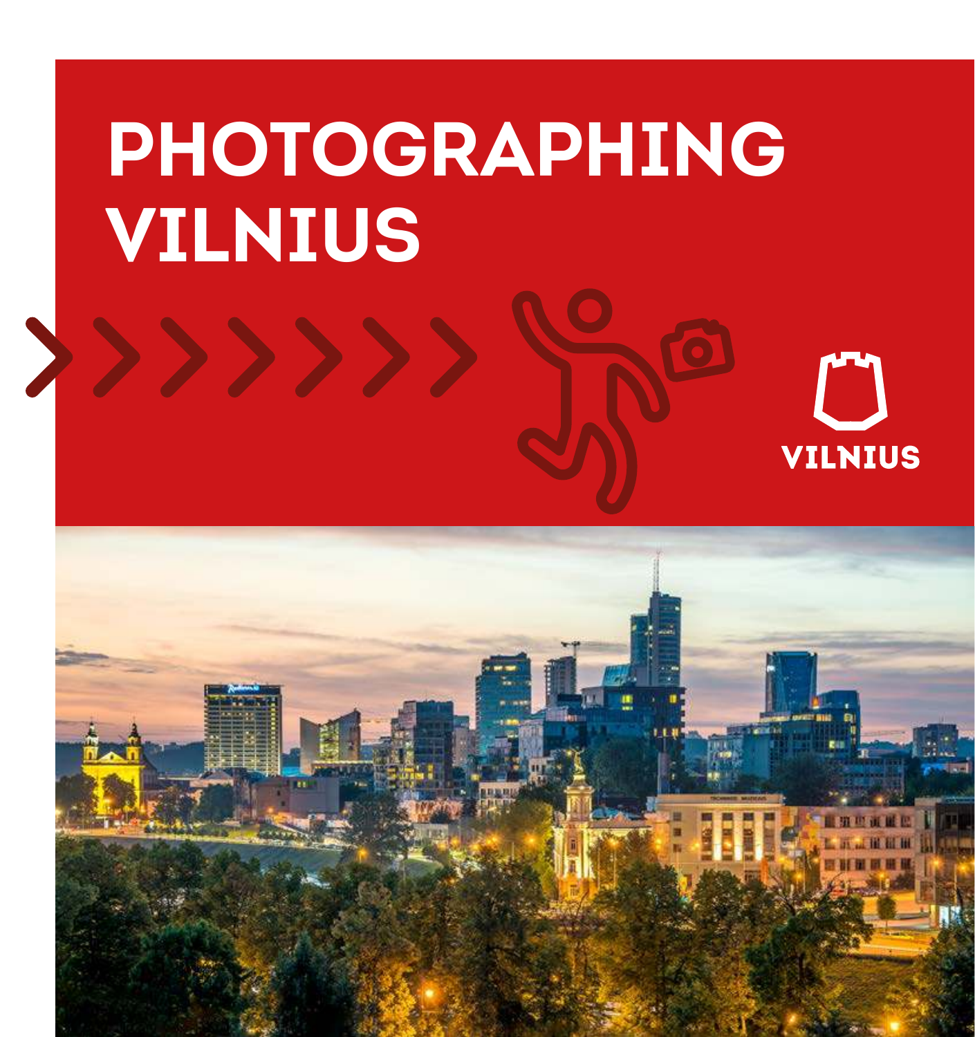# PHOTOGRAPHING VILNIUS

VILNIUS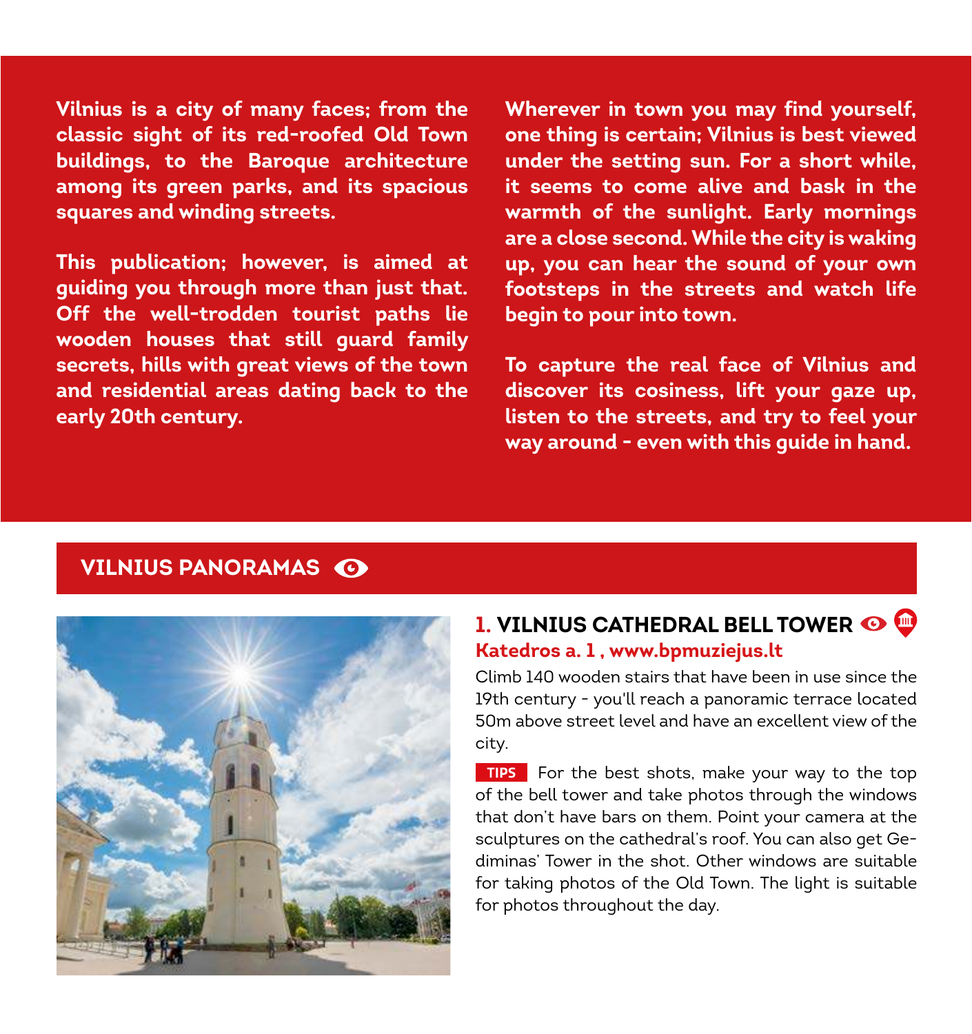Vilnius is a city of many faces; from the classic sight of its red-roofed Old Town buildings, to the Baroque architecture among its green parks, and its spacious squares and winding streets.

This publication; however, is aimed at guiding you through more than just that. Off the well-trodden tourist paths lie wooden houses that still guard family secrets, hills with great views of the town and residential areas dating back to the early 20th century.

Wherever in town you may find yourself, one thing is certain; Vilnius is best viewed under the setting sun. For a short while, it seems to come alive and bask in the warmth of the sunlight. Early mornings are a close second. While the city is waking up, you can hear the sound of your own footsteps in the streets and watch life begin to pour into town.

To capture the real face of Vilnius and discover its cosiness, lift your gaze up, listen to the streets, and try to feel your way around - even with this guide in hand.

## VILNIUS PANORAMAS

### 1. VILNIUS CATHEDRAL BELL TOWER

**Katedros a. 1 , www.bpmuziejus.lt**

Climb 140 wooden stairs that have been in use since the 19th century - you'll reach a panoramic terrace located 50m above street level and have an excellent view of the city.

**TIPS** For the best shots, make your way to the top of the bell tower and take photos through the windows that don't have bars on them. Point your camera at the sculptures on the cathedral's roof. You can also get Gediminas' Tower in the shot. Other windows are suitable for taking photos of the Old Town. The light is suitable for photos throughout the day.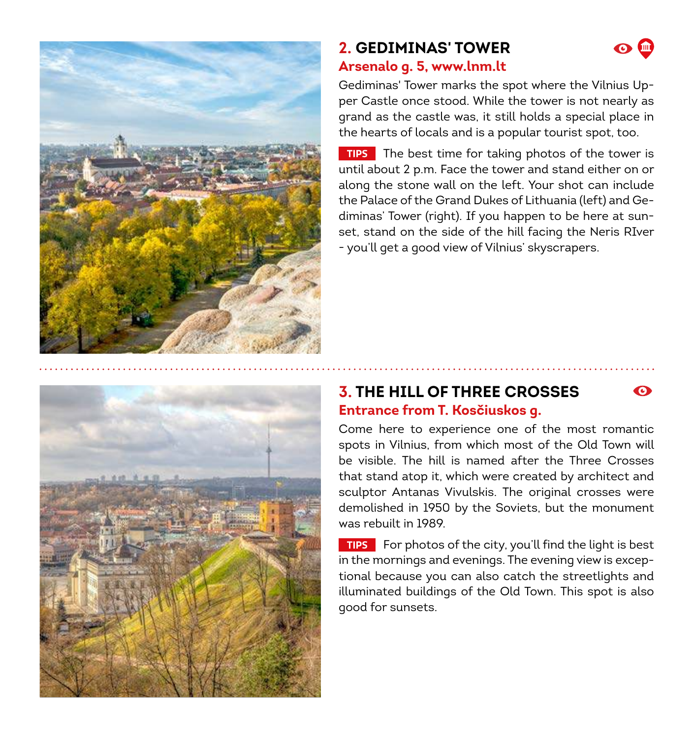## 2. GEDIMINAS' TOWER

**Arsenalo g. 5, www.lnm.lt**

Gediminas' Tower marks the spot where the Vilnius Upper Castle once stood. While the tower is not nearly as grand as the castle was, it still holds a special place in the hearts of locals and is a popular tourist spot, too.

**TIPS** The best time for taking photos of the tower is until about 2 p.m. Face the tower and stand either on or along the stone wall on the left. Your shot can include the Palace of the Grand Dukes of Lithuania (left) and Gediminas' Tower (right). If you happen to be here at sunset, stand on the side of the hill facing the Neris RIver - you'll get a good view of Vilnius' skyscrapers.

## 3. THE HILL OF THREE CROSSES

**Entrance from T. Koscčiuskos g.**

Come here to experience one of the most romantic spots in Vilnius, from which most of the Old Town will be visible. The hill is named after the Three Crosses that stand atop it, which were created by architect and sculptor Antanas Vivulskis. The original crosses were demolished in 1950 by the Soviets, but the monument was rebuilt in 1989.

**TIPS** For photos of the city, you'll find the light is best in the mornings and evenings. The evening view is exceptional because you can also catch the streetlights and illuminated buildings of the Old Town. This spot is also good for sunsets.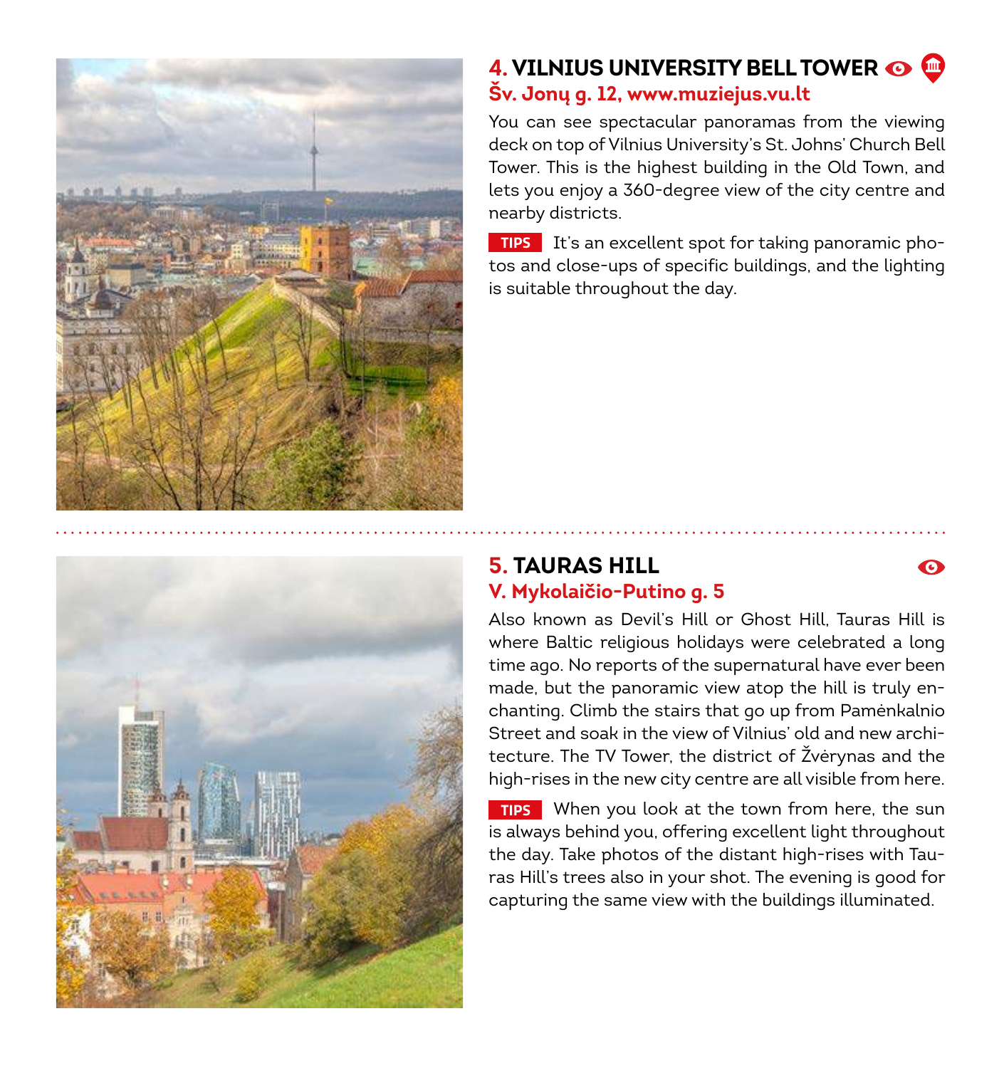## 4. VILNIUS UNIVERSITY BELL TOWER

**Šv. Jonų g. 12, www.muziejus.vu.lt**

You can see spectacular panoramas from the viewing deck on top of Vilnius University's St. Johns' Church Bell Tower. This is the highest building in the Old Town, and lets you enjoy a 360-degree view of the city centre and nearby districts.

**TIPS** It's an excellent spot for taking panoramic photos and close-ups of specific buildings, and the lighting is suitable throughout the day.

## 5. TAURAS HILL

**V. Mykolaičio-Putino g. 5**

Also known as Devil's Hill or Ghost Hill, Tauras Hill is where Baltic religious holidays were celebrated a long time ago. No reports of the supernatural have ever been made, but the panoramic view atop the hill is truly enchanting. Climb the stairs that go up from Pamėnkalnio Street and soak in the view of Vilnius' old and new architecture. The TV Tower, the district of Žvėrynas and the high-rises in the new city centre are all visible from here.

**TIPS** When you look at the town from here, the sun is always behind you, offering excellent light throughout the day. Take photos of the distant high-rises with Tauras Hill's trees also in your shot. The evening is good for capturing the same view with the buildings illuminated.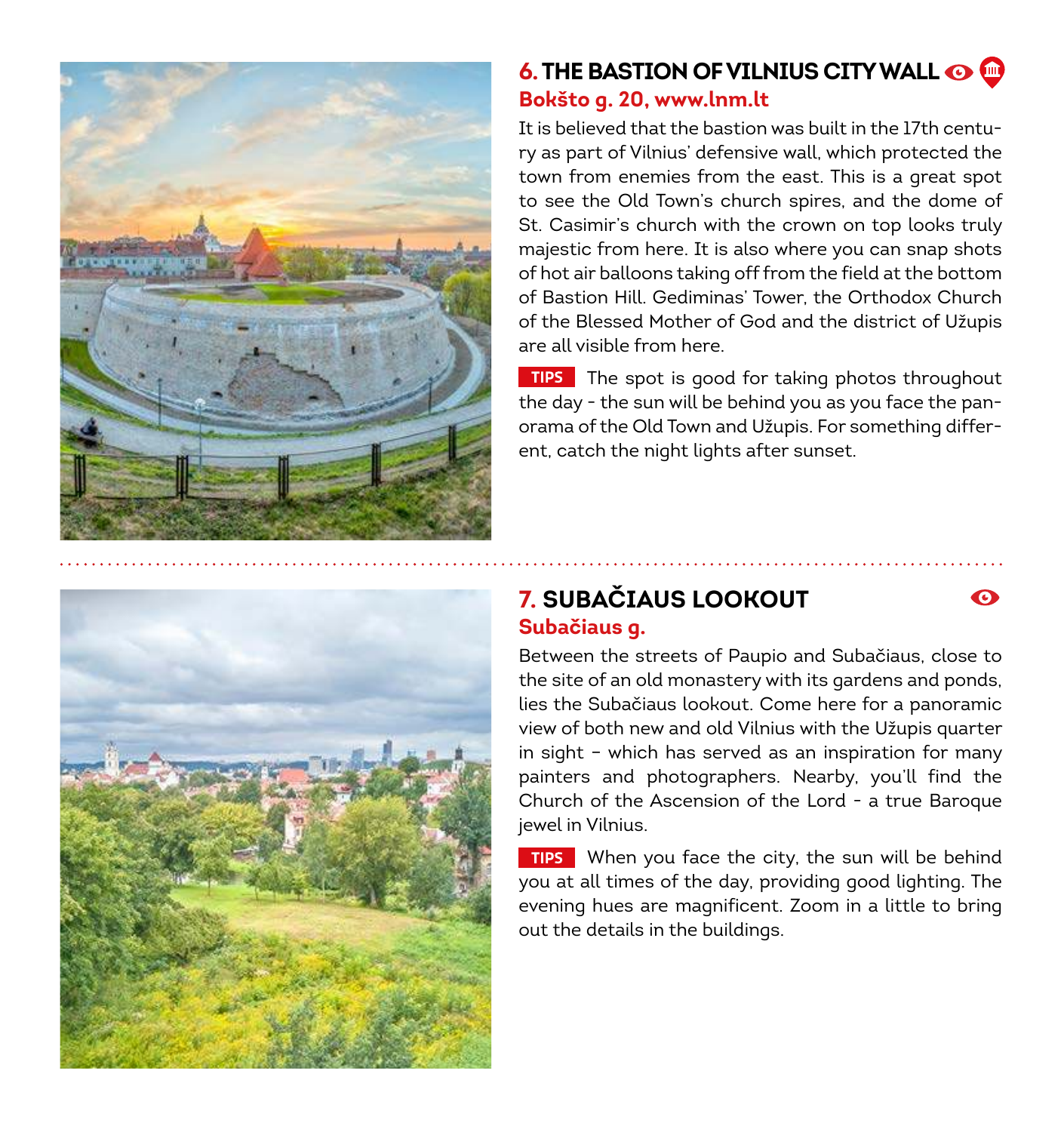## 6. THE BASTION OF VILNIUS CITY WALL

**Bokšto g. 20, www.lnm.lt**

It is believed that the bastion was built in the 17th century as part of Vilnius' defensive wall, which protected the town from enemies from the east. This is a great spot to see the Old Town's church spires, and the dome of St. Casimir's church with the crown on top looks truly majestic from here. It is also where you can snap shots of hot air balloons taking off from the field at the bottom of Bastion Hill. Gediminas' Tower, the Orthodox Church of the Blessed Mother of God and the district of Užupis are all visible from here.

**TIPS** The spot is good for taking photos throughout the day - the sun will be behind you as you face the panorama of the Old Town and Užupis. For something different, catch the night lights after sunset.

## 7. SUBAČIAUS LOOKOUT

**Subačiaus g.**

Between the streets of Paupio and Subačiaus, close to the site of an old monastery with its gardens and ponds, lies the Subačiaus lookout. Come here for a panoramic view of both new and old Vilnius with the Užupis quarter in sight – which has served as an inspiration for many painters and photographers. Nearby, you'll find the Church of the Ascension of the Lord - a true Baroque jewel in Vilnius.

**TIPS** When you face the city, the sun will be behind you at all times of the day, providing good lighting. The evening hues are magnificent. Zoom in a little to bring out the details in the buildings.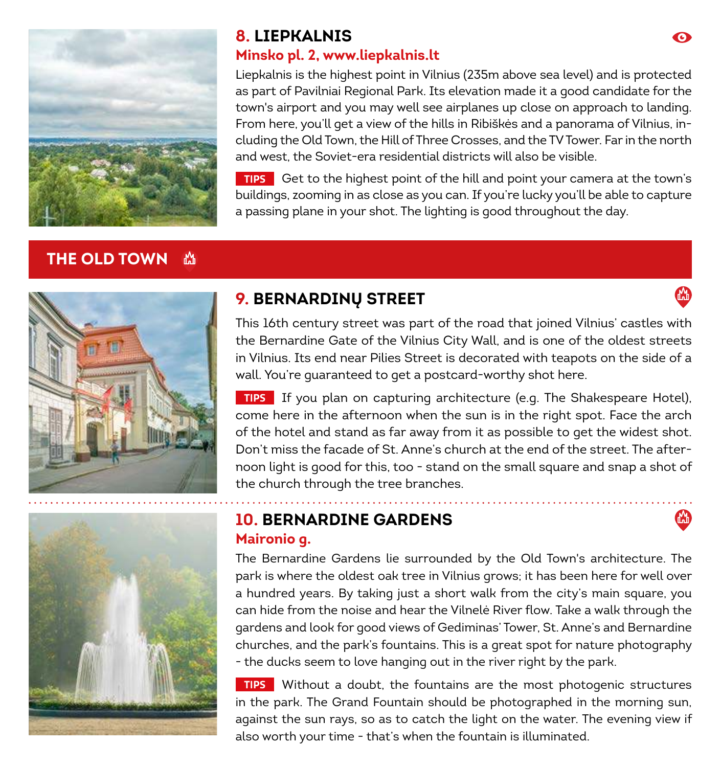## 8. LIEPKALNIS

**Minsko pl. 2, www.liepkalnis.lt**

Liepkalnis is the highest point in Vilnius (235m above sea level) and is protected as part of Pavilniai Regional Park. Its elevation made it a good candidate for the town's airport and you may well see airplanes up close on approach to landing. From here, you'll get a view of the hills in Ribiškės and a panorama of Vilnius, including the Old Town, the Hill of Three Crosses, and the TV Tower. Far in the north and west, the Soviet-era residential districts will also be visible.

**TIPS** Get to the highest point of the hill and point your camera at the town's buildings, zooming in as close as you can. If you're lucky you'll be able to capture a passing plane in your shot. The lighting is good throughout the day.

# THE OLD TOWN

## 9. BERNARDINŲ STREET

This 16th century street was part of the road that joined Vilnius' castles with the Bernardine Gate of the Vilnius City Wall, and is one of the oldest streets in Vilnius. Its end near Pilies Street is decorated with teapots on the side of a wall. You're guaranteed to get a postcard-worthy shot here.

**TIPS** If you plan on capturing architecture (e.g. The Shakespeare Hotel), come here in the afternoon when the sun is in the right spot. Face the arch of the hotel and stand as far away from it as possible to get the widest shot. Don't miss the facade of St. Anne's church at the end of the street. The afternoon light is good for this, too - stand on the small square and snap a shot of the church through the tree branches.

## 10. BERNARDINE GARDENS

**Maironio g.**

The Bernardine Gardens lie surrounded by the Old Town's architecture. The park is where the oldest oak tree in Vilnius grows; it has been here for well over a hundred years. By taking just a short walk from the city's main square, you can hide from the noise and hear the Vilnelė River flow. Take a walk through the gardens and look for good views of Gediminas' Tower, St. Anne's and Bernardine churches, and the park's fountains. This is a great spot for nature photography - the ducks seem to love hanging out in the river right by the park.

**TIPS** Without a doubt, the fountains are the most photogenic structures in the park. The Grand Fountain should be photographed in the morning sun, against the sun rays, so as to catch the light on the water. The evening view if also worth your time - that's when the fountain is illuminated.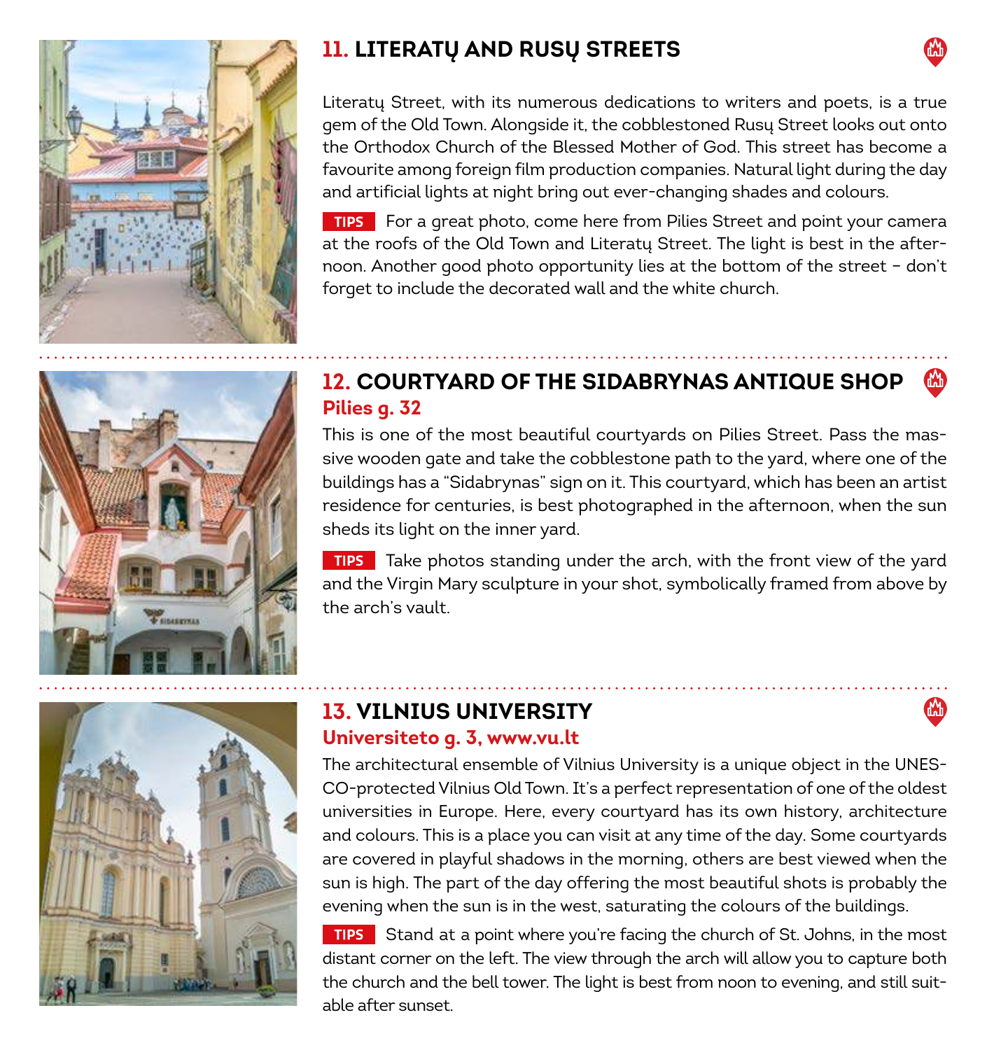## 11. LITERATŲ AND RUSŲ STREETS

Literatų Street, with its numerous dedications to writers and poets, is a true gem of the Old Town. Alongside it, the cobblestoned Rusų Street looks out onto the Orthodox Church of the Blessed Mother of God. This street has become a favourite among foreign film production companies. Natural light during the day and artificial lights at night bring out ever-changing shades and colours.

**TIPS** For a great photo, come here from Pilies Street and point your camera at the roofs of the Old Town and Literatų Street. The light is best in the afternoon. Another good photo opportunity lies at the bottom of the street – don't forget to include the decorated wall and the white church.

## 12. COURTYARD OF THE SIDABRYNAS ANTIQUE SHOP

**Pilies g. 32**

This is one of the most beautiful courtyards on Pilies Street. Pass the massive wooden gate and take the cobblestone path to the yard, where one of the buildings has a "Sidabrynas" sign on it. This courtyard, which has been an artist residence for centuries, is best photographed in the afternoon, when the sun sheds its light on the inner yard.

**TIPS** Take photos standing under the arch, with the front view of the yard and the Virgin Mary sculpture in your shot, symbolically framed from above by the arch's vault.

## 13. VILNIUS UNIVERSITY

**Universiteto g. 3, www.vu.lt**

The architectural ensemble of Vilnius University is a unique object in the UNESCO-protected Vilnius Old Town. It's a perfect representation of one of the oldest universities in Europe. Here, every courtyard has its own history, architecture and colours. This is a place you can visit at any time of the day. Some courtyards are covered in playful shadows in the morning, others are best viewed when the sun is high. The part of the day offering the most beautiful shots is probably the evening when the sun is in the west, saturating the colours of the buildings.

**TIPS** Stand at a point where you're facing the church of St. Johns, in the most distant corner on the left. The view through the arch will allow you to capture both the church and the bell tower. The light is best from noon to evening, and still suitable after sunset.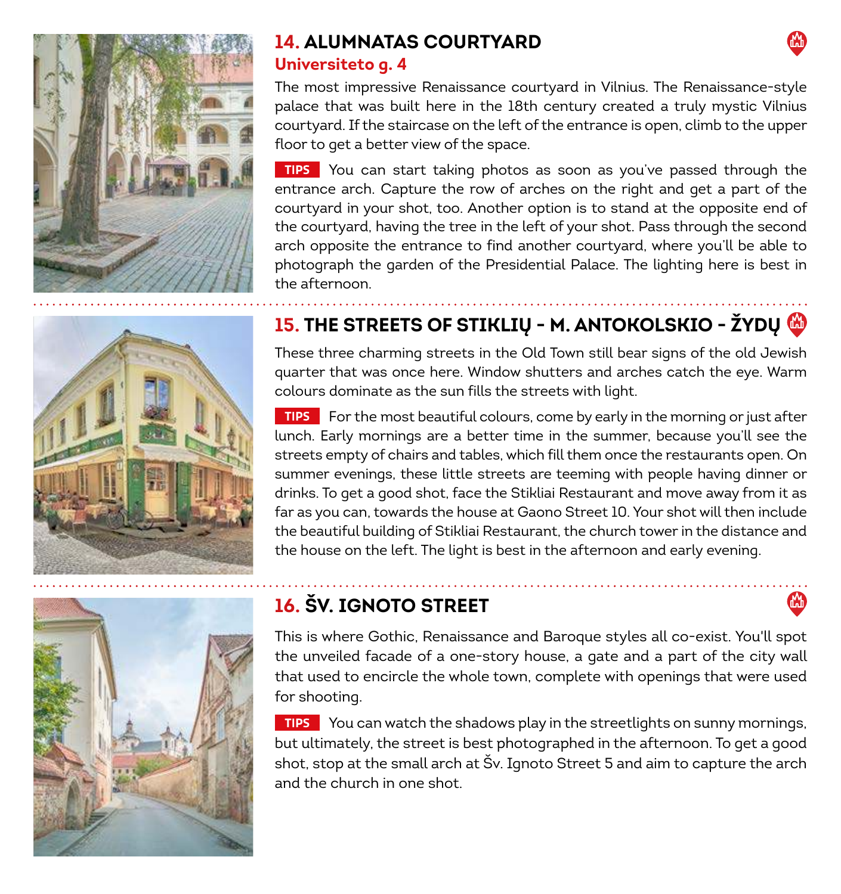## 14. ALUMNATAS COURTYARD

**Universiteto g. 4**

The most impressive Renaissance courtyard in Vilnius. The Renaissance-style palace that was built here in the 18th century created a truly mystic Vilnius courtyard. If the staircase on the left of the entrance is open, climb to the upper floor to get a better view of the space.

**TIPS** You can start taking photos as soon as you've passed through the entrance arch. Capture the row of arches on the right and get a part of the courtyard in your shot, too. Another option is to stand at the opposite end of the courtyard, having the tree in the left of your shot. Pass through the second arch opposite the entrance to find another courtyard, where you'll be able to photograph the garden of the Presidential Palace. The lighting here is best in the afternoon.

## 15. THE STREETS OF STIKLIŲ - M. ANTOKOLSKIO - ŽYDŲ

These three charming streets in the Old Town still bear signs of the old Jewish quarter that was once here. Window shutters and arches catch the eye. Warm colours dominate as the sun fills the streets with light.

**TIPS** For the most beautiful colours, come by early in the morning or just after lunch. Early mornings are a better time in the summer, because you'll see the streets empty of chairs and tables, which fill them once the restaurants open. On summer evenings, these little streets are teeming with people having dinner or drinks. To get a good shot, face the Stikliai Restaurant and move away from it as far as you can, towards the house at Gaono Street 10. Your shot will then include the beautiful building of Stikliai Restaurant, the church tower in the distance and the house on the left. The light is best in the afternoon and early evening.

## 16. ŠV. IGNOTO STREET

This is where Gothic, Renaissance and Baroque styles all co-exist. You'll spot the unveiled facade of a one-story house, a gate and a part of the city wall that used to encircle the whole town, complete with openings that were used for shooting.

**TIPS** You can watch the shadows play in the streetlights on sunny mornings, but ultimately, the street is best photographed in the afternoon. To get a good shot, stop at the small arch at Šv. Ignoto Street 5 and aim to capture the arch and the church in one shot.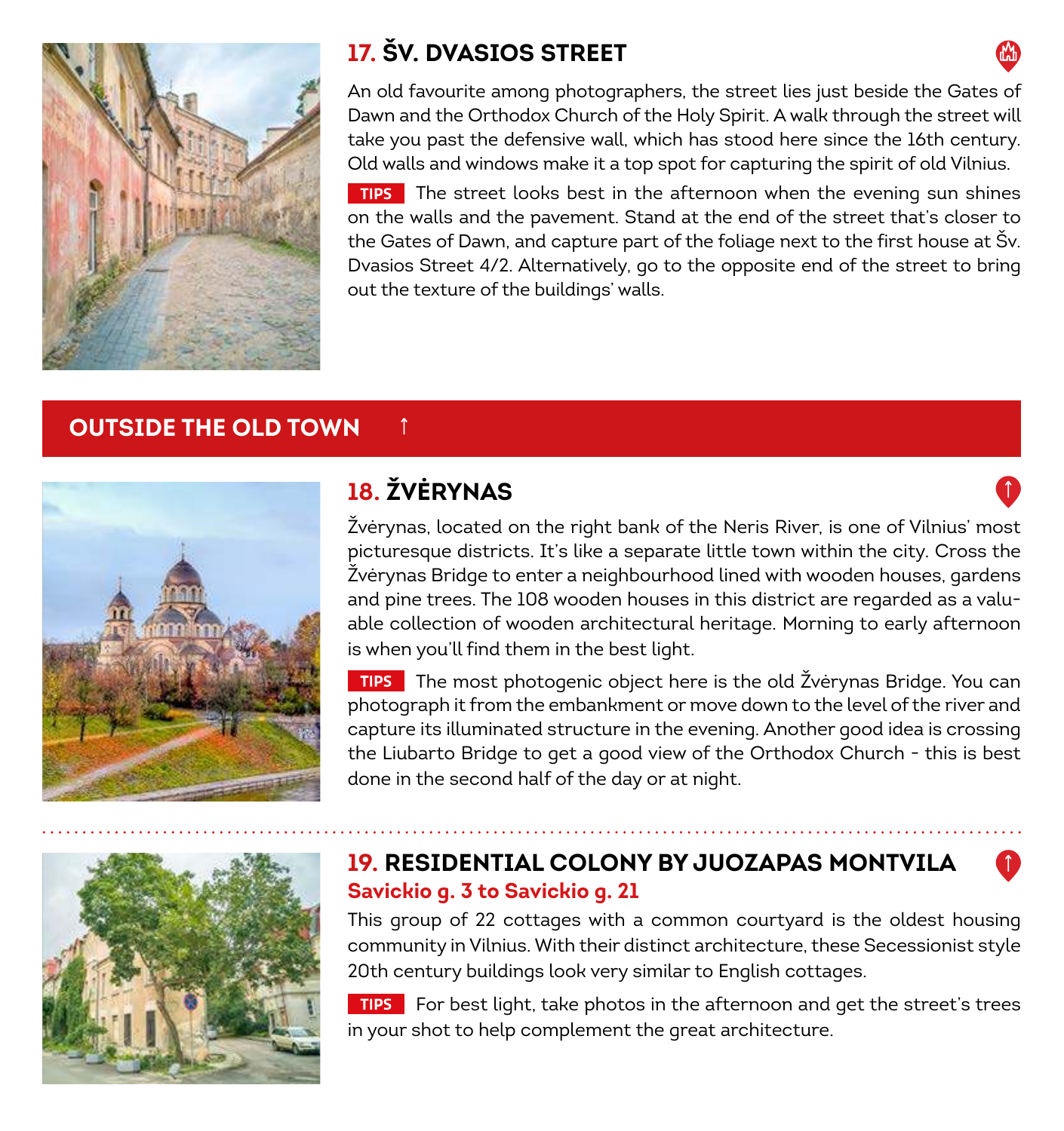## 17. ŠV. DVASIOS STREET

An old favourite among photographers, the street lies just beside the Gates of Dawn and the Orthodox Church of the Holy Spirit. A walk through the street will take you past the defensive wall, which has stood here since the 16th century. Old walls and windows make it a top spot for capturing the spirit of old Vilnius.

**TIPS** The street looks best in the afternoon when the evening sun shines on the walls and the pavement. Stand at the end of the street that's closer to the Gates of Dawn, and capture part of the foliage next to the first house at Šv. Dvasios Street 4/2. Alternatively, go to the opposite end of the street to bring out the texture of the buildings' walls.

# OUTSIDE THE OLD TOWN

## 18. ŽVĖRYNAS

Žvėrynas, located on the right bank of the Neris River, is one of Vilnius' most picturesque districts. It's like a separate little town within the city. Cross the Žvėrynas Bridge to enter a neighbourhood lined with wooden houses, gardens and pine trees. The 108 wooden houses in this district are regarded as a valuable collection of wooden architectural heritage. Morning to early afternoon is when you'll find them in the best light.

**TIPS** The most photogenic object here is the old Žvėrynas Bridge. You can photograph it from the embankment or move down to the level of the river and capture its illuminated structure in the evening. Another good idea is crossing the Liubarto Bridge to get a good view of the Orthodox Church - this is best done in the second half of the day or at night.

## 19. RESIDENTIAL COLONY BY JUOZAPAS MONTVILA

**Savickio g. 3 to Savickio g. 21**

This group of 22 cottages with a common courtyard is the oldest housing community in Vilnius. With their distinct architecture, these Secessionist style 20th century buildings look very similar to English cottages.

**TIPS** For best light, take photos in the afternoon and get the street's trees in your shot to help complement the great architecture.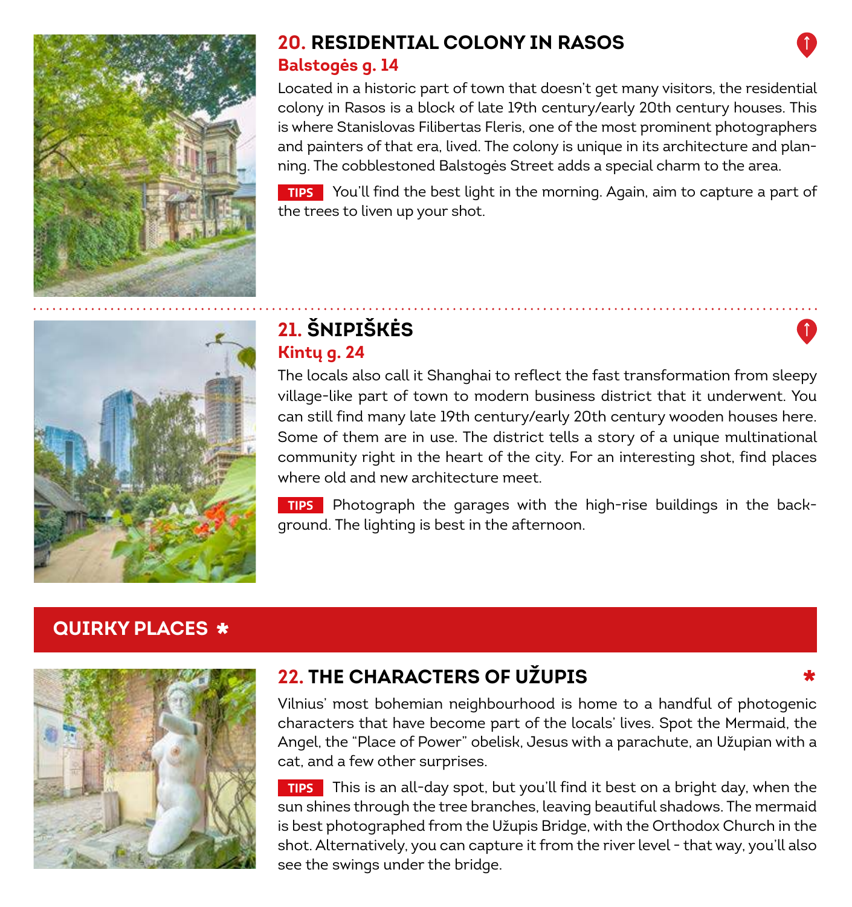## 20. RESIDENTIAL COLONY IN RASOS

**Balstogės g. 14**

Located in a historic part of town that doesn't get many visitors, the residential colony in Rasos is a block of late 19th century/early 20th century houses. This is where Stanislovas Filibertas Fleris, one of the most prominent photographers and painters of that era, lived. The colony is unique in its architecture and planning. The cobblestoned Balstogės Street adds a special charm to the area.

**TIPS** You'll find the best light in the morning. Again, aim to capture a part of the trees to liven up your shot.

## 21. ŠNIPIŠKĖS

**Kintų g. 24**

The locals also call it Shanghai to reflect the fast transformation from sleepy village-like part of town to modern business district that it underwent. You can still find many late 19th century/early 20th century wooden houses here. Some of them are in use. The district tells a story of a unique multinational community right in the heart of the city. For an interesting shot, find places where old and new architecture meet.

**TIPS** Photograph the garages with the high-rise buildings in the background. The lighting is best in the afternoon.

# QUIRKY PLACES *

## 22. THE CHARACTERS OF UŽUPIS

Vilnius' most bohemian neighbourhood is home to a handful of photogenic characters that have become part of the locals' lives. Spot the Mermaid, the Angel, the "Place of Power" obelisk, Jesus with a parachute, an Užupian with a cat, and a few other surprises.

**TIPS** This is an all-day spot, but you'll find it best on a bright day, when the sun shines through the tree branches, leaving beautiful shadows. The mermaid is best photographed from the Užupis Bridge, with the Orthodox Church in the shot. Alternatively, you can capture it from the river level - that way, you'll also see the swings under the bridge.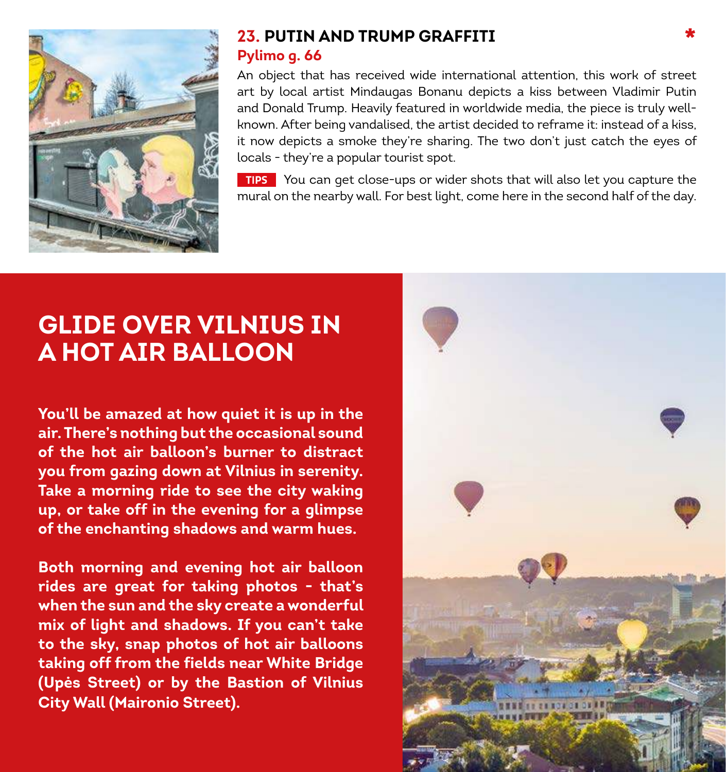### 23. PUTIN AND TRUMP GRAFFITI *

**Pylimo g. 66**

An object that has received wide international attention, this work of street art by local artist Mindaugas Bonanu depicts a kiss between Vladimir Putin and Donald Trump. Heavily featured in worldwide media, the piece is truly well-known. After being vandalised, the artist decided to reframe it: instead of a kiss, it now depicts a smoke they're sharing. The two don't just catch the eyes of locals - they're a popular tourist spot.

**TIPS** You can get close-ups or wider shots that will also let you capture the mural on the nearby wall. For best light, come here in the second half of the day.

## GLIDE OVER VILNIUS IN A HOT AIR BALLOON

**You'll be amazed at how quiet it is up in the air. There's nothing but the occasional sound of the hot air balloon's burner to distract you from gazing down at Vilnius in serenity. Take a morning ride to see the city waking up, or take off in the evening for a glimpse of the enchanting shadows and warm hues.**

**Both morning and evening hot air balloon rides are great for taking photos - that's when the sun and the sky create a wonderful mix of light and shadows. If you can't take to the sky, snap photos of hot air balloons taking off from the fields near White Bridge (Upės Street) or by the Bastion of Vilnius City Wall (Maironio Street).**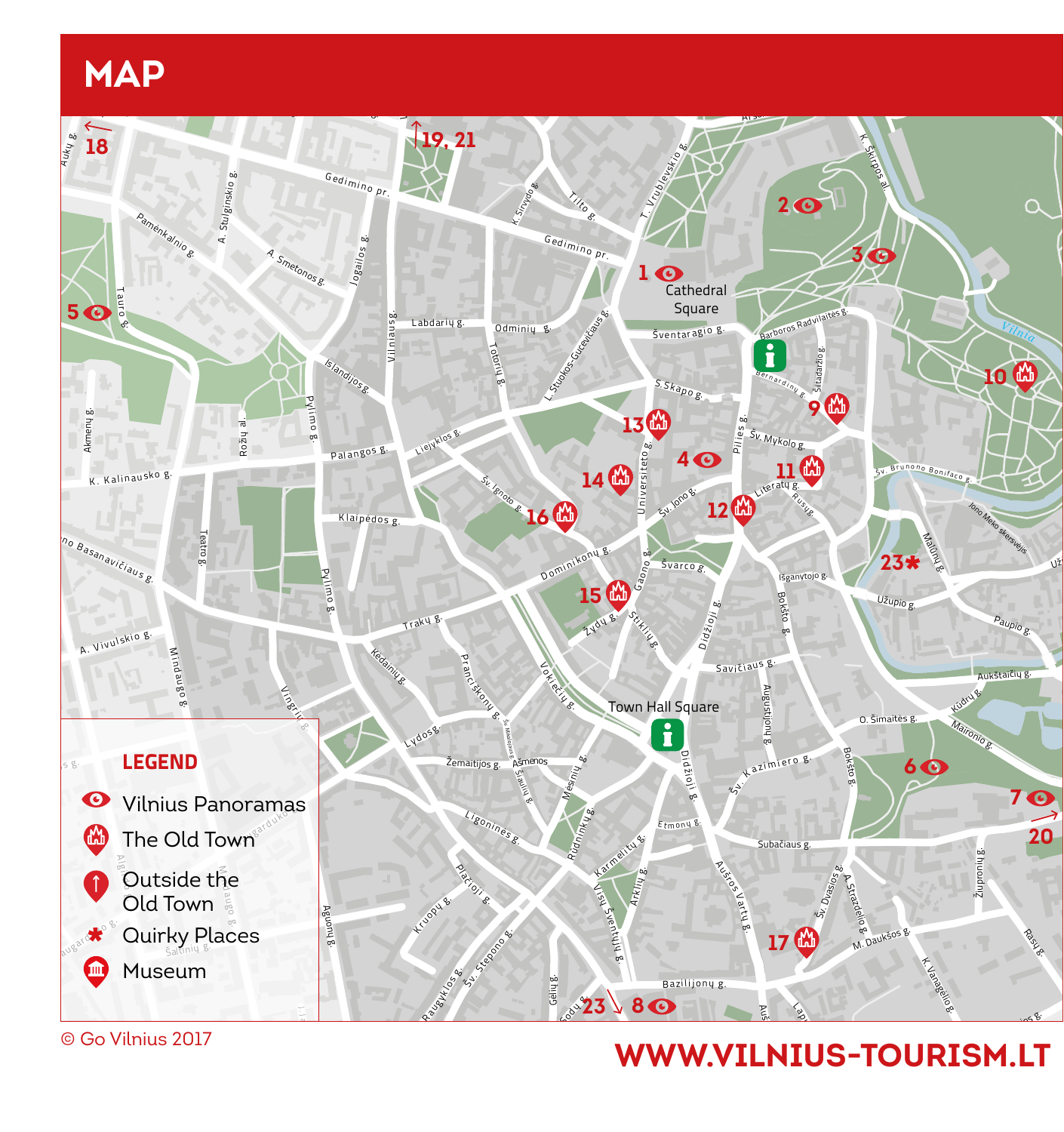# MAP

## LEGEND

- Vilnius Panoramas
- The Old Town
- Outside the Old Town
- Quirky Places
- Museum

© Go Vilnius 2017

WWW.VILNIUS-TOURISM.LT